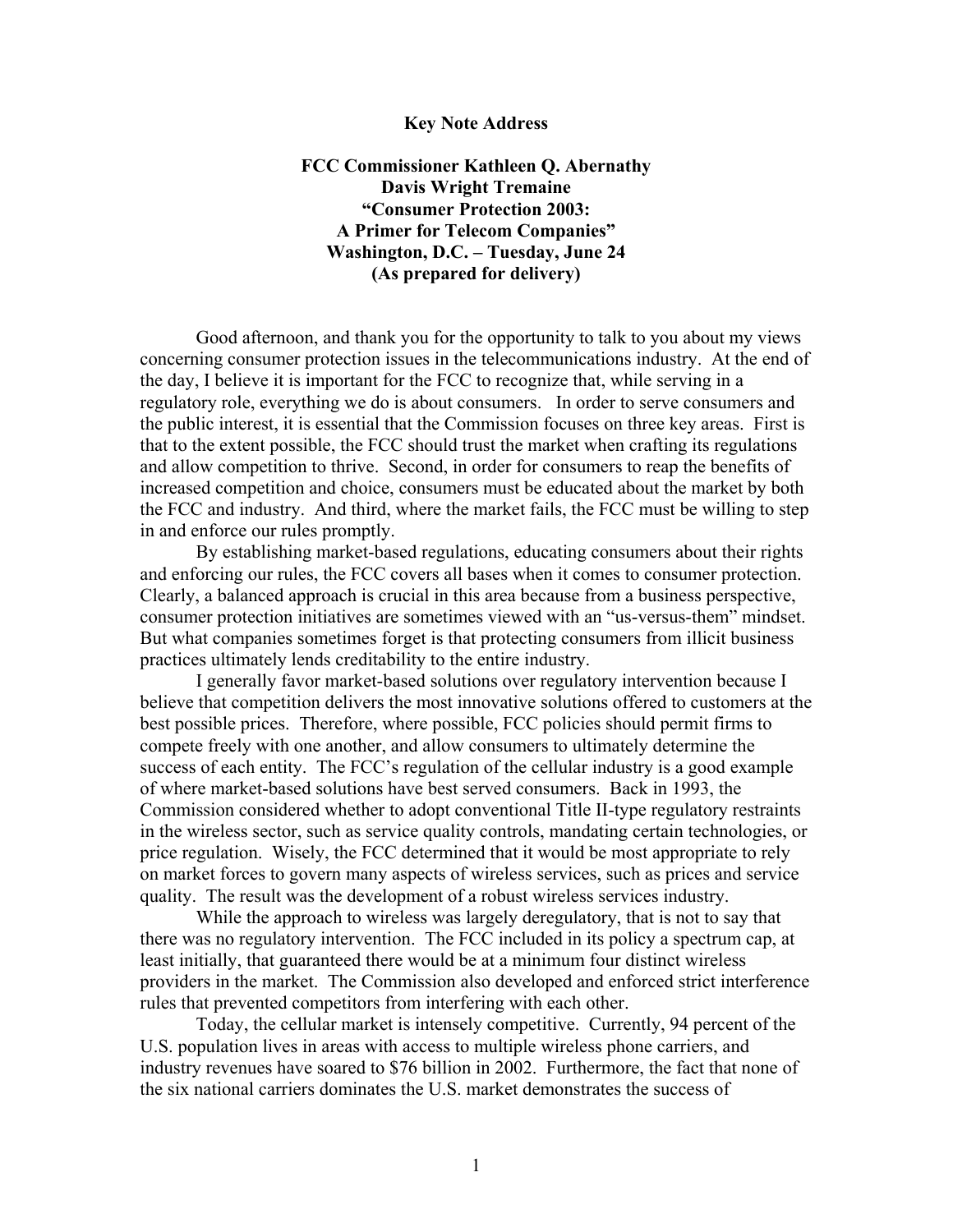**Key Note Address**

**FCC Commissioner Kathleen Q. Abernathy**
**Davis Wright Tremaine**
**"Consumer Protection 2003:**
**A Primer for Telecom Companies"**
**Washington, D.C. – Tuesday, June 24**
**(As prepared for delivery)**

Good afternoon, and thank you for the opportunity to talk to you about my views concerning consumer protection issues in the telecommunications industry. At the end of the day, I believe it is important for the FCC to recognize that, while serving in a regulatory role, everything we do is about consumers. In order to serve consumers and the public interest, it is essential that the Commission focuses on three key areas. First is that to the extent possible, the FCC should trust the market when crafting its regulations and allow competition to thrive. Second, in order for consumers to reap the benefits of increased competition and choice, consumers must be educated about the market by both the FCC and industry. And third, where the market fails, the FCC must be willing to step in and enforce our rules promptly.

By establishing market-based regulations, educating consumers about their rights and enforcing our rules, the FCC covers all bases when it comes to consumer protection. Clearly, a balanced approach is crucial in this area because from a business perspective, consumer protection initiatives are sometimes viewed with an "us-versus-them" mindset. But what companies sometimes forget is that protecting consumers from illicit business practices ultimately lends creditability to the entire industry.

I generally favor market-based solutions over regulatory intervention because I believe that competition delivers the most innovative solutions offered to customers at the best possible prices. Therefore, where possible, FCC policies should permit firms to compete freely with one another, and allow consumers to ultimately determine the success of each entity. The FCC's regulation of the cellular industry is a good example of where market-based solutions have best served consumers. Back in 1993, the Commission considered whether to adopt conventional Title II-type regulatory restraints in the wireless sector, such as service quality controls, mandating certain technologies, or price regulation. Wisely, the FCC determined that it would be most appropriate to rely on market forces to govern many aspects of wireless services, such as prices and service quality. The result was the development of a robust wireless services industry.

While the approach to wireless was largely deregulatory, that is not to say that there was no regulatory intervention. The FCC included in its policy a spectrum cap, at least initially, that guaranteed there would be at a minimum four distinct wireless providers in the market. The Commission also developed and enforced strict interference rules that prevented competitors from interfering with each other.

Today, the cellular market is intensely competitive. Currently, 94 percent of the U.S. population lives in areas with access to multiple wireless phone carriers, and industry revenues have soared to $76 billion in 2002. Furthermore, the fact that none of the six national carriers dominates the U.S. market demonstrates the success of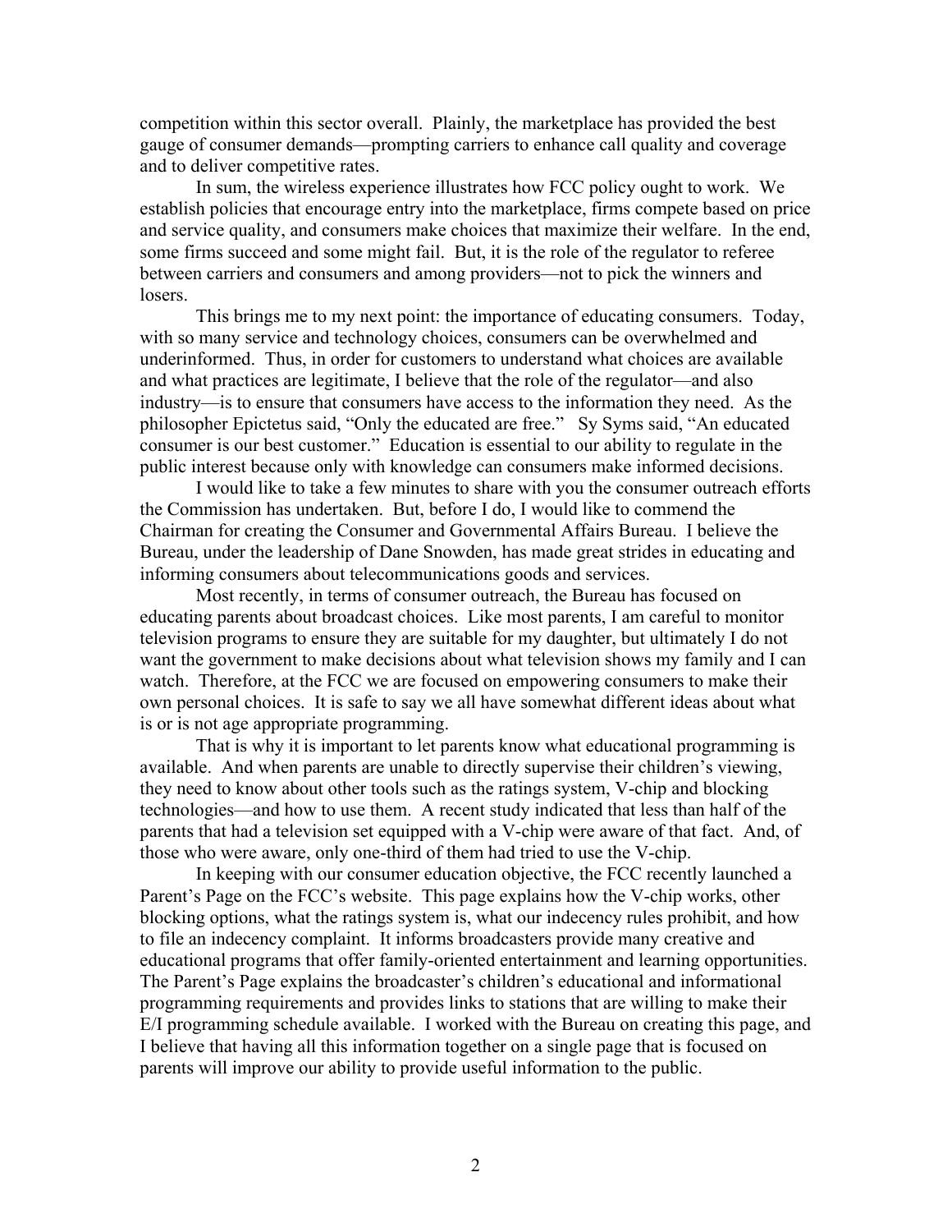competition within this sector overall. Plainly, the marketplace has provided the best gauge of consumer demands—prompting carriers to enhance call quality and coverage and to deliver competitive rates.

In sum, the wireless experience illustrates how FCC policy ought to work. We establish policies that encourage entry into the marketplace, firms compete based on price and service quality, and consumers make choices that maximize their welfare. In the end, some firms succeed and some might fail. But, it is the role of the regulator to referee between carriers and consumers and among providers—not to pick the winners and losers.

This brings me to my next point: the importance of educating consumers. Today, with so many service and technology choices, consumers can be overwhelmed and underinformed. Thus, in order for customers to understand what choices are available and what practices are legitimate, I believe that the role of the regulator—and also industry—is to ensure that consumers have access to the information they need. As the philosopher Epictetus said, "Only the educated are free." Sy Syms said, "An educated consumer is our best customer." Education is essential to our ability to regulate in the public interest because only with knowledge can consumers make informed decisions.

I would like to take a few minutes to share with you the consumer outreach efforts the Commission has undertaken. But, before I do, I would like to commend the Chairman for creating the Consumer and Governmental Affairs Bureau. I believe the Bureau, under the leadership of Dane Snowden, has made great strides in educating and informing consumers about telecommunications goods and services.

Most recently, in terms of consumer outreach, the Bureau has focused on educating parents about broadcast choices. Like most parents, I am careful to monitor television programs to ensure they are suitable for my daughter, but ultimately I do not want the government to make decisions about what television shows my family and I can watch. Therefore, at the FCC we are focused on empowering consumers to make their own personal choices. It is safe to say we all have somewhat different ideas about what is or is not age appropriate programming.

That is why it is important to let parents know what educational programming is available. And when parents are unable to directly supervise their children's viewing, they need to know about other tools such as the ratings system, V-chip and blocking technologies—and how to use them. A recent study indicated that less than half of the parents that had a television set equipped with a V-chip were aware of that fact. And, of those who were aware, only one-third of them had tried to use the V-chip.

In keeping with our consumer education objective, the FCC recently launched a Parent's Page on the FCC's website. This page explains how the V-chip works, other blocking options, what the ratings system is, what our indecency rules prohibit, and how to file an indecency complaint. It informs broadcasters provide many creative and educational programs that offer family-oriented entertainment and learning opportunities. The Parent's Page explains the broadcaster's children's educational and informational programming requirements and provides links to stations that are willing to make their E/I programming schedule available. I worked with the Bureau on creating this page, and I believe that having all this information together on a single page that is focused on parents will improve our ability to provide useful information to the public.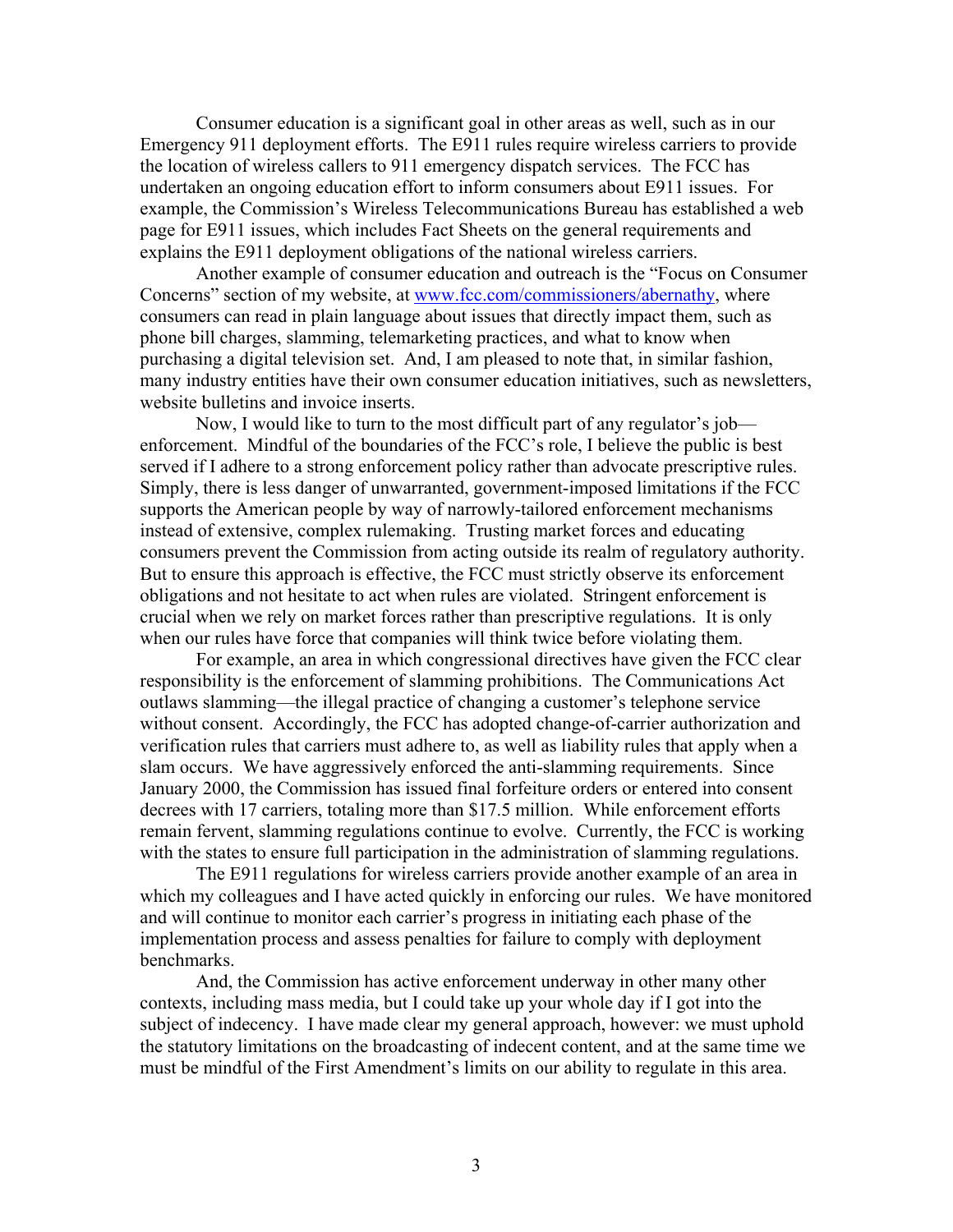Consumer education is a significant goal in other areas as well, such as in our Emergency 911 deployment efforts. The E911 rules require wireless carriers to provide the location of wireless callers to 911 emergency dispatch services. The FCC has undertaken an ongoing education effort to inform consumers about E911 issues. For example, the Commission's Wireless Telecommunications Bureau has established a web page for E911 issues, which includes Fact Sheets on the general requirements and explains the E911 deployment obligations of the national wireless carriers.

Another example of consumer education and outreach is the "Focus on Consumer Concerns" section of my website, at [www.fcc.com/commissioners/abernathy](www.fcc.com/commissioners/abernathy), where consumers can read in plain language about issues that directly impact them, such as phone bill charges, slamming, telemarketing practices, and what to know when purchasing a digital television set. And, I am pleased to note that, in similar fashion, many industry entities have their own consumer education initiatives, such as newsletters, website bulletins and invoice inserts.

Now, I would like to turn to the most difficult part of any regulator's job—enforcement. Mindful of the boundaries of the FCC's role, I believe the public is best served if I adhere to a strong enforcement policy rather than advocate prescriptive rules. Simply, there is less danger of unwarranted, government-imposed limitations if the FCC supports the American people by way of narrowly-tailored enforcement mechanisms instead of extensive, complex rulemaking. Trusting market forces and educating consumers prevent the Commission from acting outside its realm of regulatory authority. But to ensure this approach is effective, the FCC must strictly observe its enforcement obligations and not hesitate to act when rules are violated. Stringent enforcement is crucial when we rely on market forces rather than prescriptive regulations. It is only when our rules have force that companies will think twice before violating them.

For example, an area in which congressional directives have given the FCC clear responsibility is the enforcement of slamming prohibitions. The Communications Act outlaws slamming—the illegal practice of changing a customer's telephone service without consent. Accordingly, the FCC has adopted change-of-carrier authorization and verification rules that carriers must adhere to, as well as liability rules that apply when a slam occurs. We have aggressively enforced the anti-slamming requirements. Since January 2000, the Commission has issued final forfeiture orders or entered into consent decrees with 17 carriers, totaling more than $17.5 million. While enforcement efforts remain fervent, slamming regulations continue to evolve. Currently, the FCC is working with the states to ensure full participation in the administration of slamming regulations.

The E911 regulations for wireless carriers provide another example of an area in which my colleagues and I have acted quickly in enforcing our rules. We have monitored and will continue to monitor each carrier's progress in initiating each phase of the implementation process and assess penalties for failure to comply with deployment benchmarks.

And, the Commission has active enforcement underway in other many other contexts, including mass media, but I could take up your whole day if I got into the subject of indecency. I have made clear my general approach, however: we must uphold the statutory limitations on the broadcasting of indecent content, and at the same time we must be mindful of the First Amendment's limits on our ability to regulate in this area.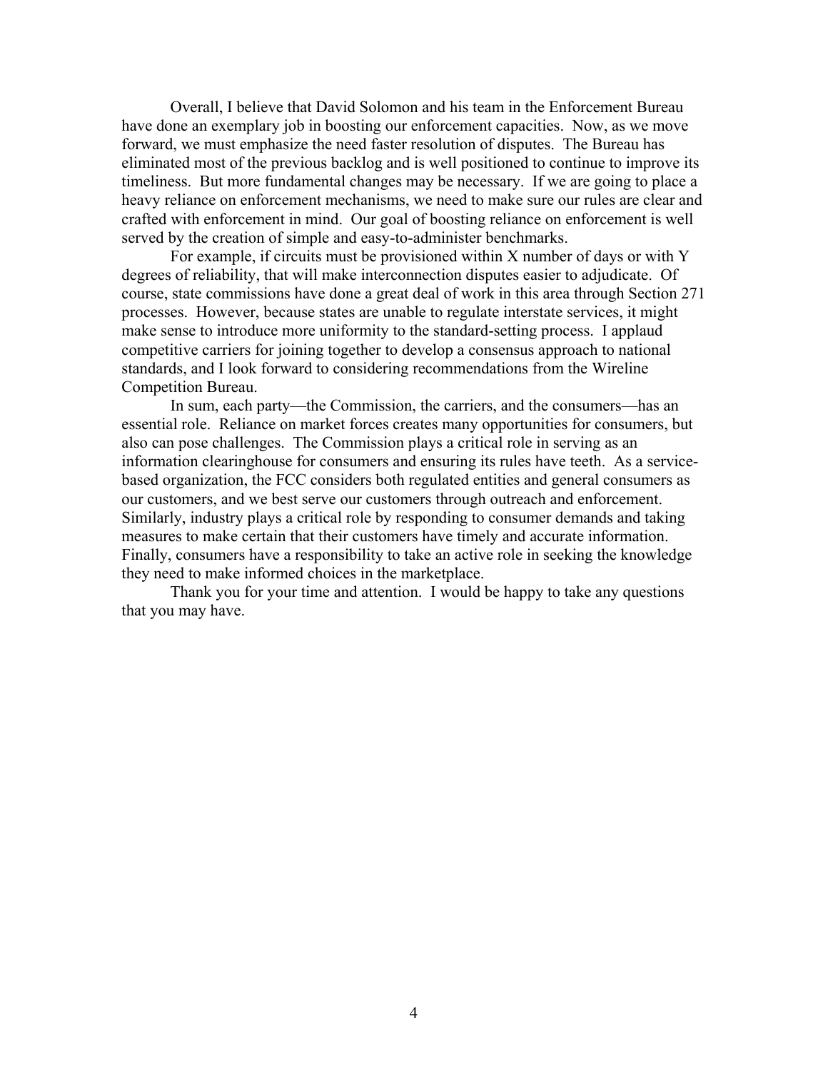Overall, I believe that David Solomon and his team in the Enforcement Bureau have done an exemplary job in boosting our enforcement capacities. Now, as we move forward, we must emphasize the need faster resolution of disputes. The Bureau has eliminated most of the previous backlog and is well positioned to continue to improve its timeliness. But more fundamental changes may be necessary. If we are going to place a heavy reliance on enforcement mechanisms, we need to make sure our rules are clear and crafted with enforcement in mind. Our goal of boosting reliance on enforcement is well served by the creation of simple and easy-to-administer benchmarks.

For example, if circuits must be provisioned within X number of days or with Y degrees of reliability, that will make interconnection disputes easier to adjudicate. Of course, state commissions have done a great deal of work in this area through Section 271 processes. However, because states are unable to regulate interstate services, it might make sense to introduce more uniformity to the standard-setting process. I applaud competitive carriers for joining together to develop a consensus approach to national standards, and I look forward to considering recommendations from the Wireline Competition Bureau.

In sum, each party—the Commission, the carriers, and the consumers—has an essential role. Reliance on market forces creates many opportunities for consumers, but also can pose challenges. The Commission plays a critical role in serving as an information clearinghouse for consumers and ensuring its rules have teeth. As a service-based organization, the FCC considers both regulated entities and general consumers as our customers, and we best serve our customers through outreach and enforcement. Similarly, industry plays a critical role by responding to consumer demands and taking measures to make certain that their customers have timely and accurate information. Finally, consumers have a responsibility to take an active role in seeking the knowledge they need to make informed choices in the marketplace.

Thank you for your time and attention. I would be happy to take any questions that you may have.